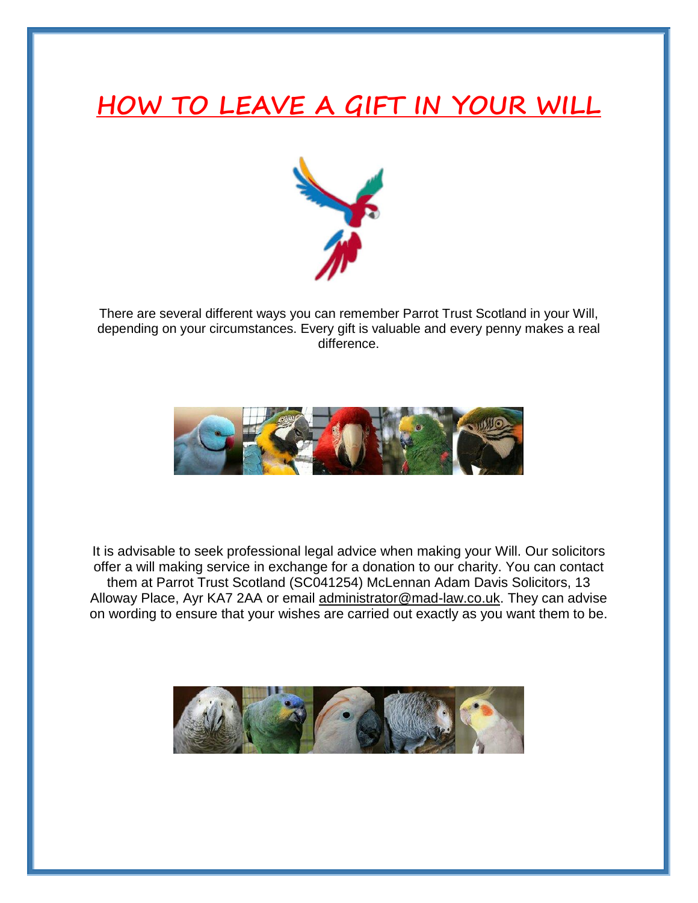# HOW TO LEAVE A GIFT IN YOUR WILL

There are several different ways you can remember Parrot Trust Scotland in your Will, depending on your circumstances. Every gift is valuable and every penny makes a real difference.

It is advisable to seek professional legal advice when making your Will. Our solicitors offer a will making service in exchange for a donation to our charity. You can contact them at Parrot Trust Scotland (SC041254) McLennan Adam Davis Solicitors, 13 Alloway Place, Ayr KA7 2AA or email administrator@mad-law.co.uk. They can advise on wording to ensure that your wishes are carried out exactly as you want them to be.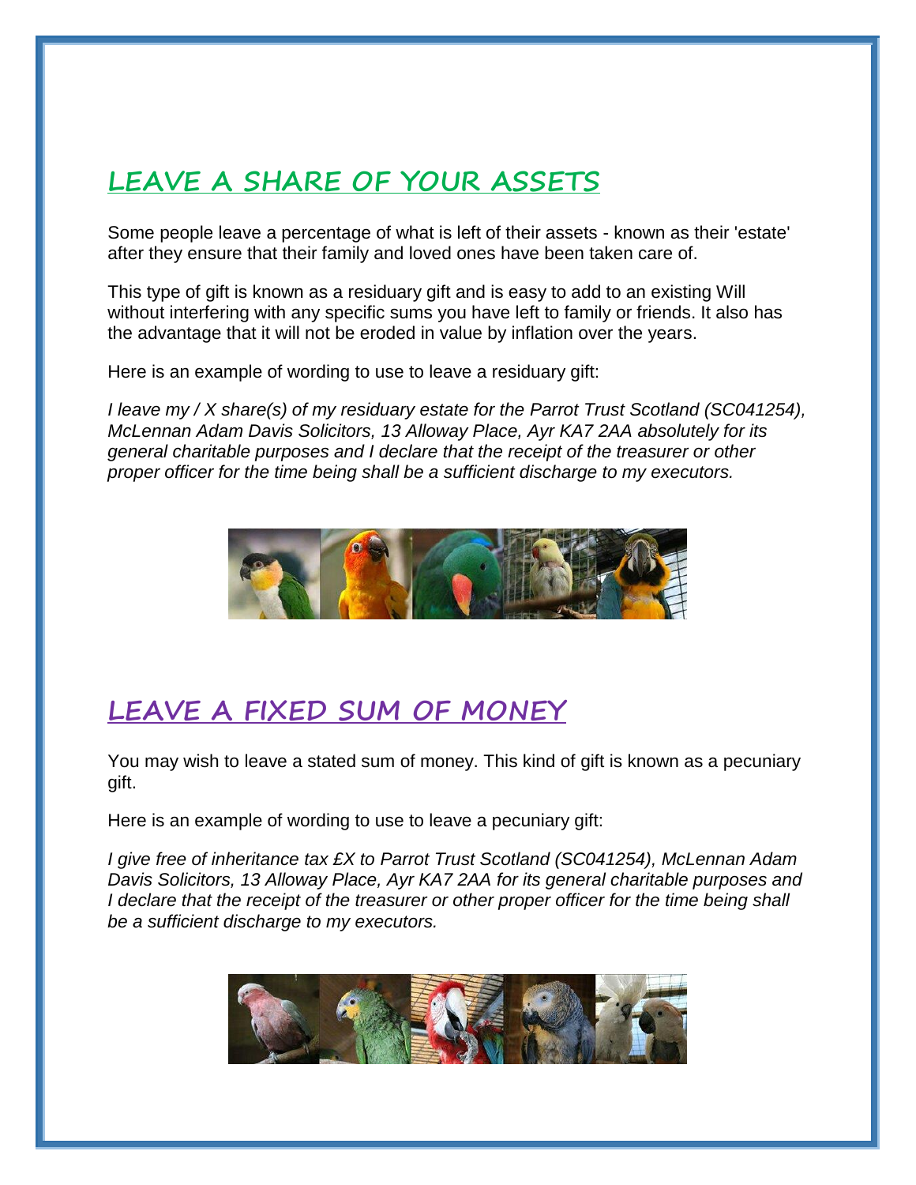## LEAVE A SHARE OF YOUR ASSETS

Some people leave a percentage of what is left of their assets - known as their 'estate' after they ensure that their family and loved ones have been taken care of.

This type of gift is known as a residuary gift and is easy to add to an existing Will without interfering with any specific sums you have left to family or friends. It also has the advantage that it will not be eroded in value by inflation over the years.

Here is an example of wording to use to leave a residuary gift:

*I leave my / X share(s) of my residuary estate for the Parrot Trust Scotland (SC041254), McLennan Adam Davis Solicitors, 13 Alloway Place, Ayr KA7 2AA absolutely for its general charitable purposes and I declare that the receipt of the treasurer or other proper officer for the time being shall be a sufficient discharge to my executors.*

## LEAVE A FIXED SUM OF MONEY

You may wish to leave a stated sum of money. This kind of gift is known as a pecuniary gift.

Here is an example of wording to use to leave a pecuniary gift:

*I give free of inheritance tax £X to Parrot Trust Scotland (SC041254), McLennan Adam Davis Solicitors, 13 Alloway Place, Ayr KA7 2AA for its general charitable purposes and I declare that the receipt of the treasurer or other proper officer for the time being shall be a sufficient discharge to my executors.*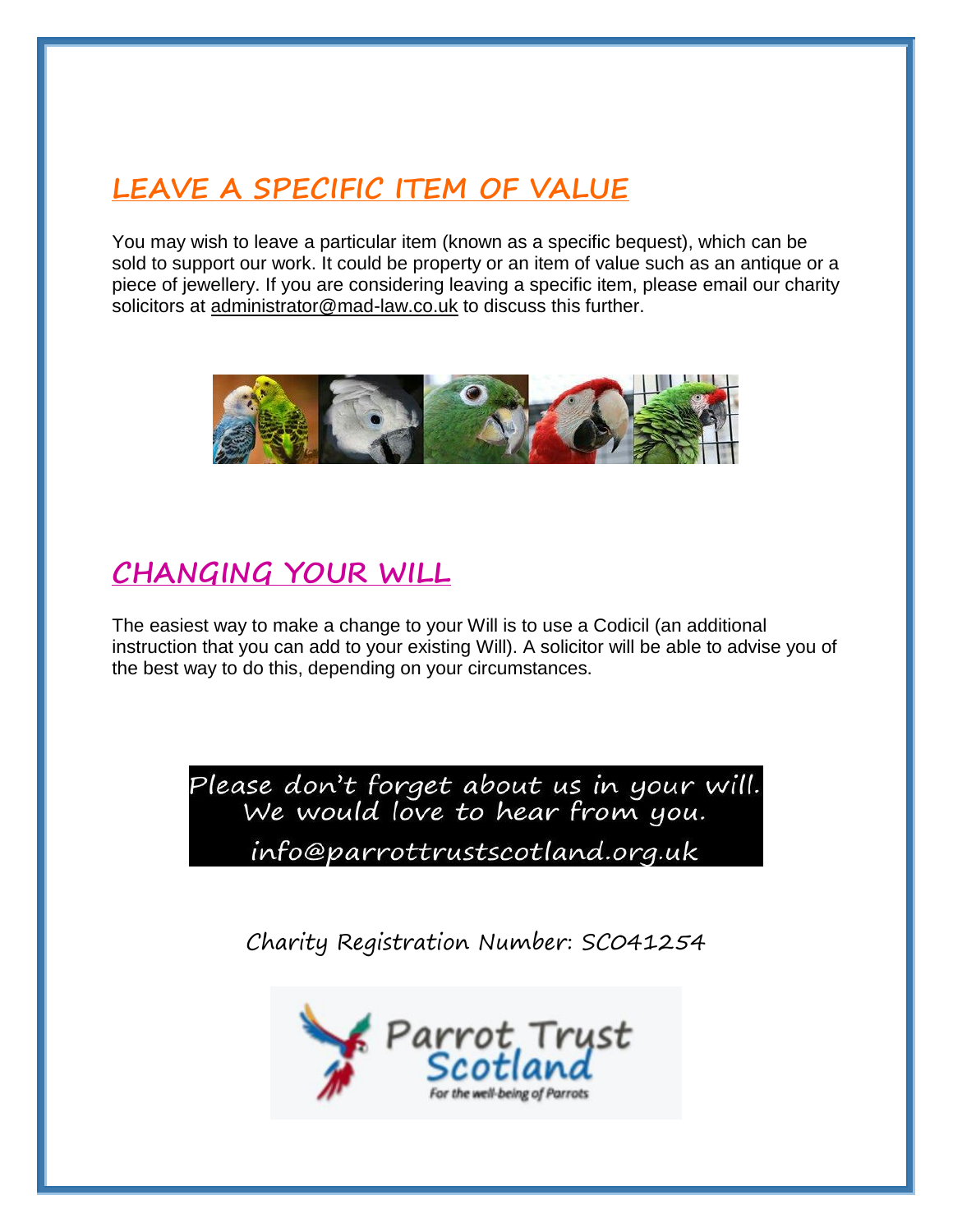## LEAVE A SPECIFIC ITEM OF VALUE

You may wish to leave a particular item (known as a specific bequest), which can be sold to support our work. It could be property or an item of value such as an antique or a piece of jewellery. If you are considering leaving a specific item, please email our charity solicitors at administrator@mad-law.co.uk to discuss this further.

## CHANGING YOUR WILL

The easiest way to make a change to your Will is to use a Codicil (an additional instruction that you can add to your existing Will). A solicitor will be able to advise you of the best way to do this, depending on your circumstances.

Please don't forget about us in your will.
We would love to hear from you.
info@parrottrustscotland.org.uk

Charity Registration Number: SC041254

Parrot Trust Scotland
For the well-being of Parrots